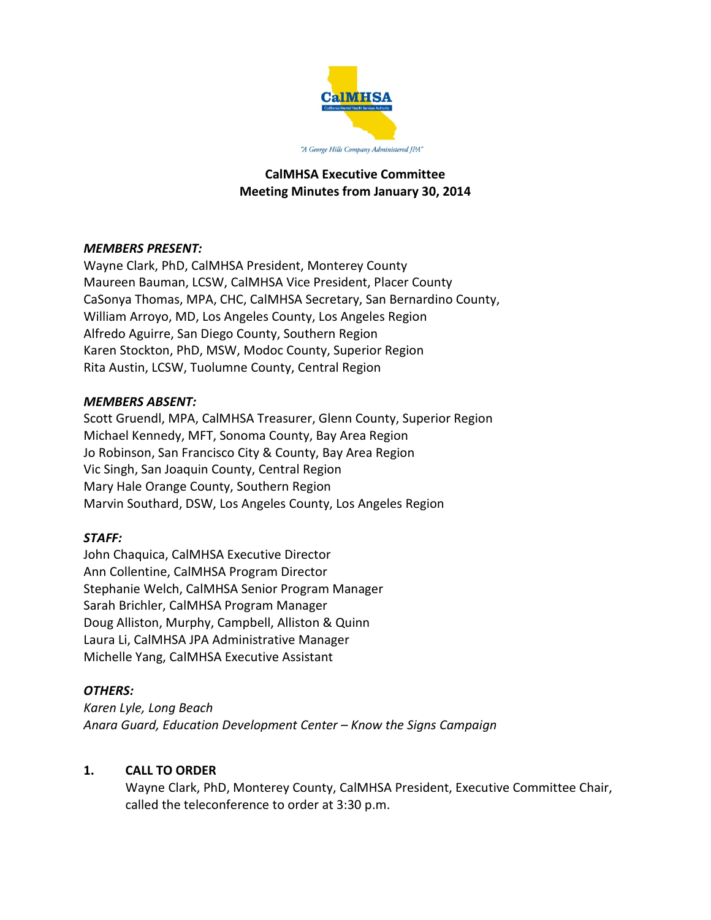CalMHSA

California Mental Health Services Authority

"A George Hills Company Administered JPA"

**CalMHSA Executive Committee**
**Meeting Minutes from January 30, 2014**

***MEMBERS PRESENT:***
Wayne Clark, PhD, CalMHSA President, Monterey County
Maureen Bauman, LCSW, CalMHSA Vice President, Placer County
CaSonya Thomas, MPA, CHC, CalMHSA Secretary, San Bernardino County,
William Arroyo, MD, Los Angeles County, Los Angeles Region
Alfredo Aguirre, San Diego County, Southern Region
Karen Stockton, PhD, MSW, Modoc County, Superior Region
Rita Austin, LCSW, Tuolumne County, Central Region

***MEMBERS ABSENT:***
Scott Gruendl, MPA, CalMHSA Treasurer, Glenn County, Superior Region
Michael Kennedy, MFT, Sonoma County, Bay Area Region
Jo Robinson, San Francisco City & County, Bay Area Region
Vic Singh, San Joaquin County, Central Region
Mary Hale Orange County, Southern Region
Marvin Southard, DSW, Los Angeles County, Los Angeles Region

***STAFF:***
John Chaquica, CalMHSA Executive Director
Ann Collentine, CalMHSA Program Director
Stephanie Welch, CalMHSA Senior Program Manager
Sarah Brichler, CalMHSA Program Manager
Doug Alliston, Murphy, Campbell, Alliston & Quinn
Laura Li, CalMHSA JPA Administrative Manager
Michelle Yang, CalMHSA Executive Assistant

***OTHERS:***
*Karen Lyle, Long Beach*
*Anara Guard, Education Development Center – Know the Signs Campaign*

**1. CALL TO ORDER**

Wayne Clark, PhD, Monterey County, CalMHSA President, Executive Committee Chair, called the teleconference to order at 3:30 p.m.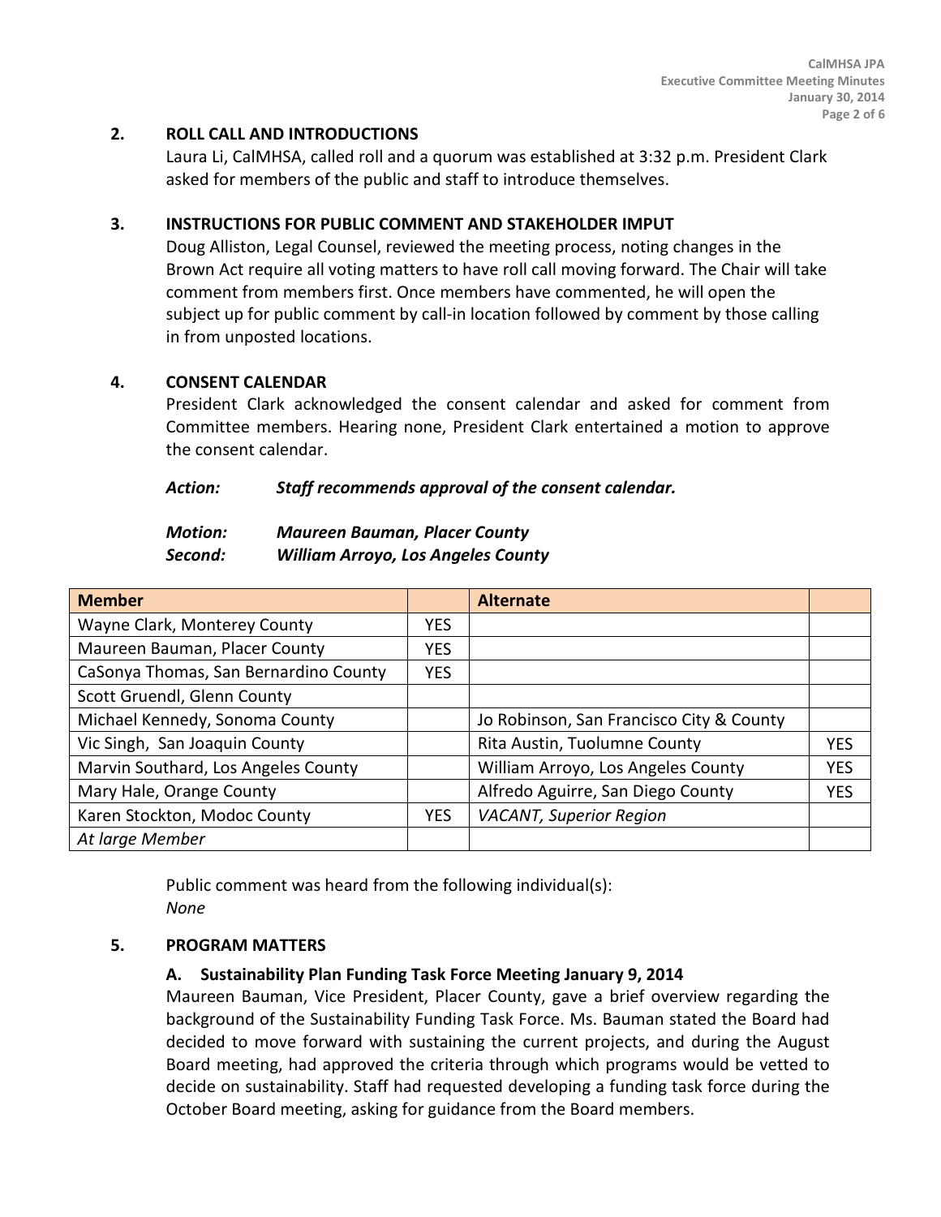## 2. ROLL CALL AND INTRODUCTIONS

Laura Li, CalMHSA, called roll and a quorum was established at 3:32 p.m. President Clark asked for members of the public and staff to introduce themselves.

## 3. INSTRUCTIONS FOR PUBLIC COMMENT AND STAKEHOLDER IMPUT

Doug Alliston, Legal Counsel, reviewed the meeting process, noting changes in the Brown Act require all voting matters to have roll call moving forward. The Chair will take comment from members first. Once members have commented, he will open the subject up for public comment by call-in location followed by comment by those calling in from unposted locations.

## 4. CONSENT CALENDAR

President Clark acknowledged the consent calendar and asked for comment from Committee members. Hearing none, President Clark entertained a motion to approve the consent calendar.

***Action:*** ***Staff recommends approval of the consent calendar.***

***Motion:*** ***Maureen Bauman, Placer County***
***Second:*** ***William Arroyo, Los Angeles County***

| Member | | Alternate | |
|---|---|---|---|
| Wayne Clark, Monterey County | YES | | |
| Maureen Bauman, Placer County | YES | | |
| CaSonya Thomas, San Bernardino County | YES | | |
| Scott Gruendl, Glenn County | | | |
| Michael Kennedy, Sonoma County | | Jo Robinson, San Francisco City & County | |
| Vic Singh, San Joaquin County | | Rita Austin, Tuolumne County | YES |
| Marvin Southard, Los Angeles County | | William Arroyo, Los Angeles County | YES |
| Mary Hale, Orange County | | Alfredo Aguirre, San Diego County | YES |
| Karen Stockton, Modoc County | YES | *VACANT, Superior Region* | |
| *At large Member* | | | |

Public comment was heard from the following individual(s):
*None*

## 5. PROGRAM MATTERS

### A. Sustainability Plan Funding Task Force Meeting January 9, 2014

Maureen Bauman, Vice President, Placer County, gave a brief overview regarding the background of the Sustainability Funding Task Force. Ms. Bauman stated the Board had decided to move forward with sustaining the current projects, and during the August Board meeting, had approved the criteria through which programs would be vetted to decide on sustainability. Staff had requested developing a funding task force during the October Board meeting, asking for guidance from the Board members.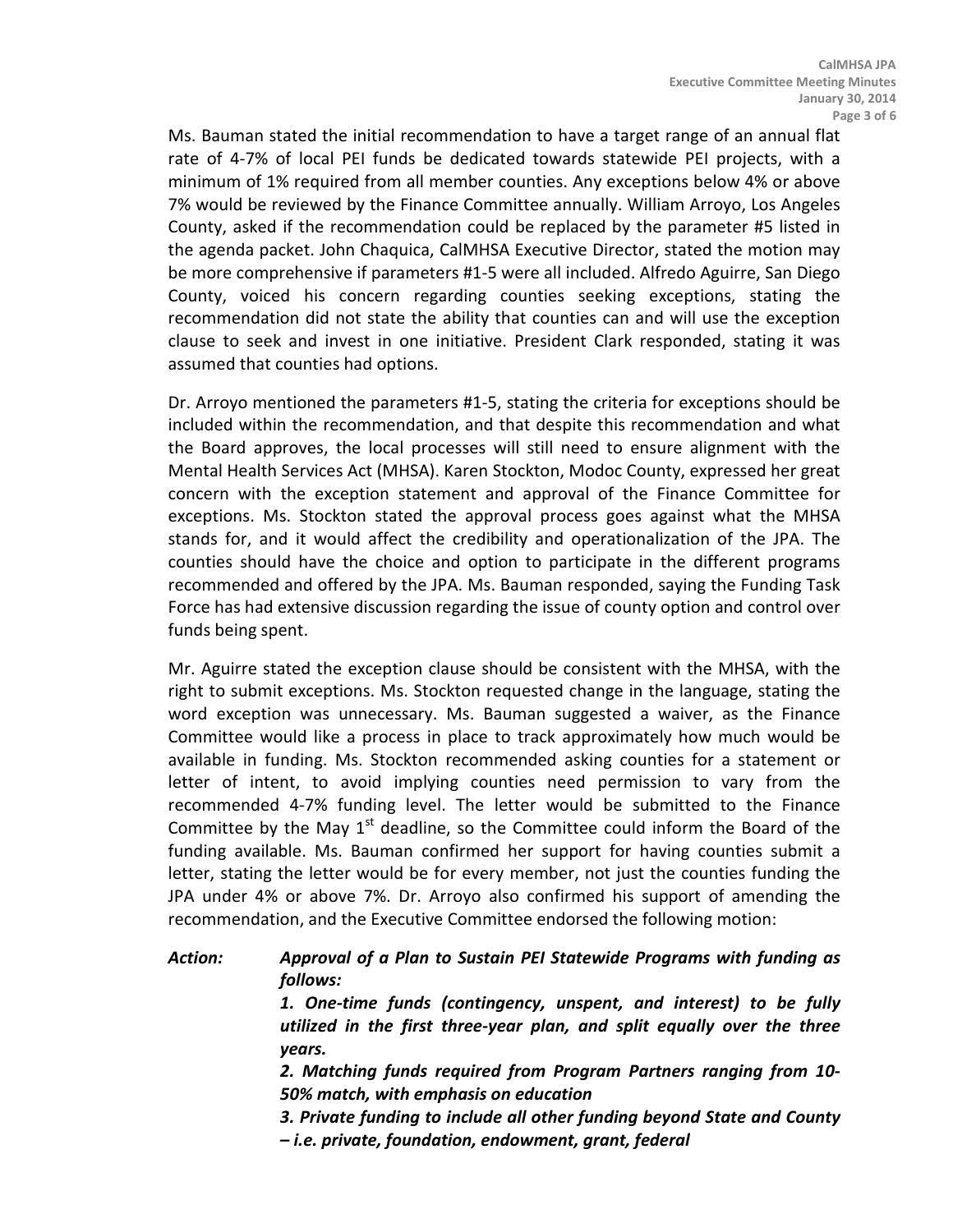Ms. Bauman stated the initial recommendation to have a target range of an annual flat rate of 4-7% of local PEI funds be dedicated towards statewide PEI projects, with a minimum of 1% required from all member counties. Any exceptions below 4% or above 7% would be reviewed by the Finance Committee annually. William Arroyo, Los Angeles County, asked if the recommendation could be replaced by the parameter #5 listed in the agenda packet. John Chaquica, CalMHSA Executive Director, stated the motion may be more comprehensive if parameters #1-5 were all included. Alfredo Aguirre, San Diego County, voiced his concern regarding counties seeking exceptions, stating the recommendation did not state the ability that counties can and will use the exception clause to seek and invest in one initiative. President Clark responded, stating it was assumed that counties had options.

Dr. Arroyo mentioned the parameters #1-5, stating the criteria for exceptions should be included within the recommendation, and that despite this recommendation and what the Board approves, the local processes will still need to ensure alignment with the Mental Health Services Act (MHSA). Karen Stockton, Modoc County, expressed her great concern with the exception statement and approval of the Finance Committee for exceptions. Ms. Stockton stated the approval process goes against what the MHSA stands for, and it would affect the credibility and operationalization of the JPA. The counties should have the choice and option to participate in the different programs recommended and offered by the JPA. Ms. Bauman responded, saying the Funding Task Force has had extensive discussion regarding the issue of county option and control over funds being spent.

Mr. Aguirre stated the exception clause should be consistent with the MHSA, with the right to submit exceptions. Ms. Stockton requested change in the language, stating the word exception was unnecessary. Ms. Bauman suggested a waiver, as the Finance Committee would like a process in place to track approximately how much would be available in funding. Ms. Stockton recommended asking counties for a statement or letter of intent, to avoid implying counties need permission to vary from the recommended 4-7% funding level. The letter would be submitted to the Finance Committee by the May 1st deadline, so the Committee could inform the Board of the funding available. Ms. Bauman confirmed her support for having counties submit a letter, stating the letter would be for every member, not just the counties funding the JPA under 4% or above 7%. Dr. Arroyo also confirmed his support of amending the recommendation, and the Executive Committee endorsed the following motion:

***Action:*** ***Approval of a Plan to Sustain PEI Statewide Programs with funding as follows:***

***1. One-time funds (contingency, unspent, and interest) to be fully utilized in the first three-year plan, and split equally over the three years.***

***2. Matching funds required from Program Partners ranging from 10-50% match, with emphasis on education***

***3. Private funding to include all other funding beyond State and County – i.e. private, foundation, endowment, grant, federal***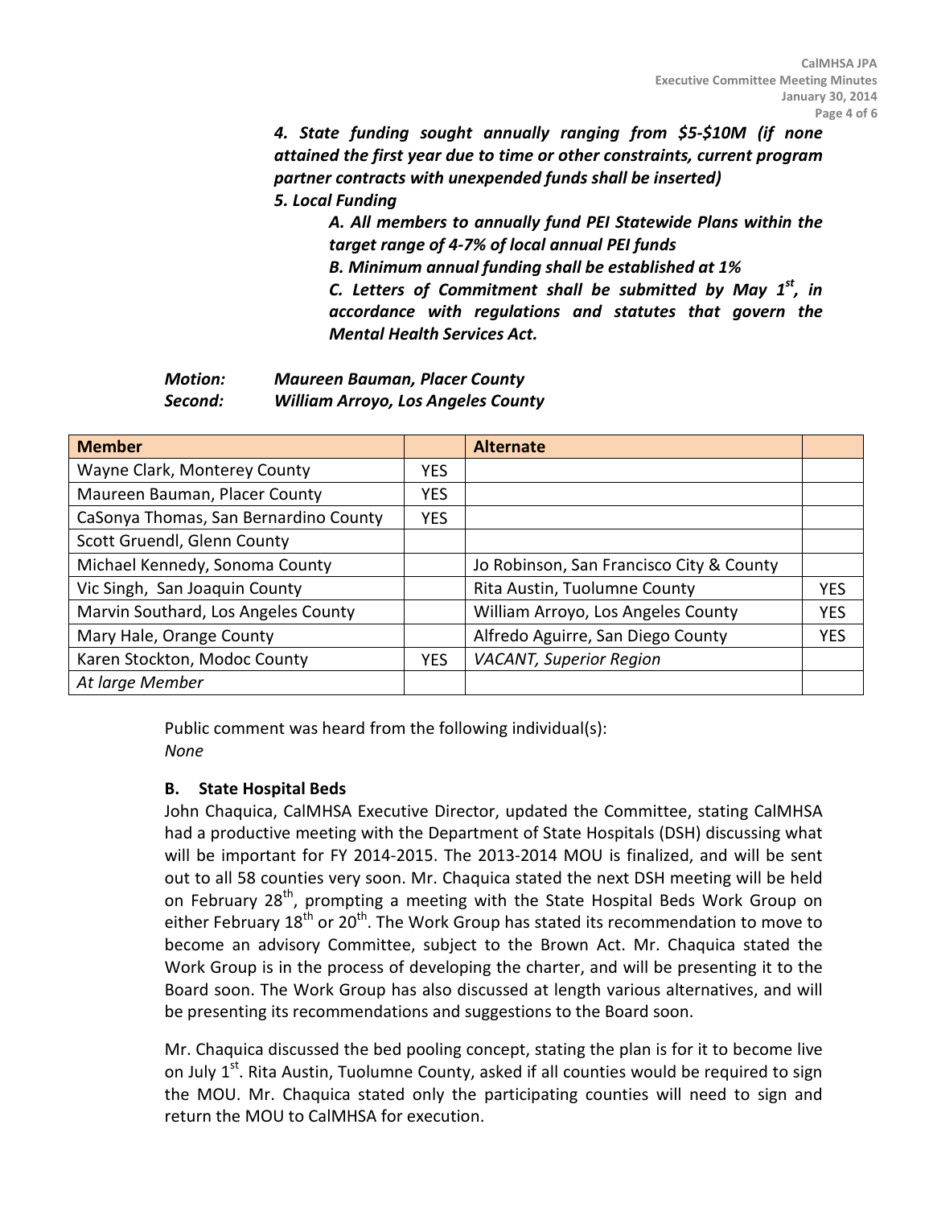***4. State funding sought annually ranging from $5-$10M (if none attained the first year due to time or other constraints, current program partner contracts with unexpended funds shall be inserted)***

***5. Local Funding***

> ***A. All members to annually fund PEI Statewide Plans within the target range of 4-7% of local annual PEI funds***
>
> ***B. Minimum annual funding shall be established at 1%***
>
> ***C. Letters of Commitment shall be submitted by May 1st, in accordance with regulations and statutes that govern the Mental Health Services Act.***

***Motion:*** ***Maureen Bauman, Placer County***
***Second:*** ***William Arroyo, Los Angeles County***

| Member | | Alternate | |
|---|---|---|---|
| Wayne Clark, Monterey County | YES | | |
| Maureen Bauman, Placer County | YES | | |
| CaSonya Thomas, San Bernardino County | YES | | |
| Scott Gruendl, Glenn County | | | |
| Michael Kennedy, Sonoma County | | Jo Robinson, San Francisco City & County | |
| Vic Singh, San Joaquin County | | Rita Austin, Tuolumne County | YES |
| Marvin Southard, Los Angeles County | | William Arroyo, Los Angeles County | YES |
| Mary Hale, Orange County | | Alfredo Aguirre, San Diego County | YES |
| Karen Stockton, Modoc County | YES | *VACANT, Superior Region* | |
| *At large Member* | | | |

Public comment was heard from the following individual(s):
*None*

**B. State Hospital Beds**

John Chaquica, CalMHSA Executive Director, updated the Committee, stating CalMHSA had a productive meeting with the Department of State Hospitals (DSH) discussing what will be important for FY 2014-2015. The 2013-2014 MOU is finalized, and will be sent out to all 58 counties very soon. Mr. Chaquica stated the next DSH meeting will be held on February 28th, prompting a meeting with the State Hospital Beds Work Group on either February 18th or 20th. The Work Group has stated its recommendation to move to become an advisory Committee, subject to the Brown Act. Mr. Chaquica stated the Work Group is in the process of developing the charter, and will be presenting it to the Board soon. The Work Group has also discussed at length various alternatives, and will be presenting its recommendations and suggestions to the Board soon.

Mr. Chaquica discussed the bed pooling concept, stating the plan is for it to become live on July 1st. Rita Austin, Tuolumne County, asked if all counties would be required to sign the MOU. Mr. Chaquica stated only the participating counties will need to sign and return the MOU to CalMHSA for execution.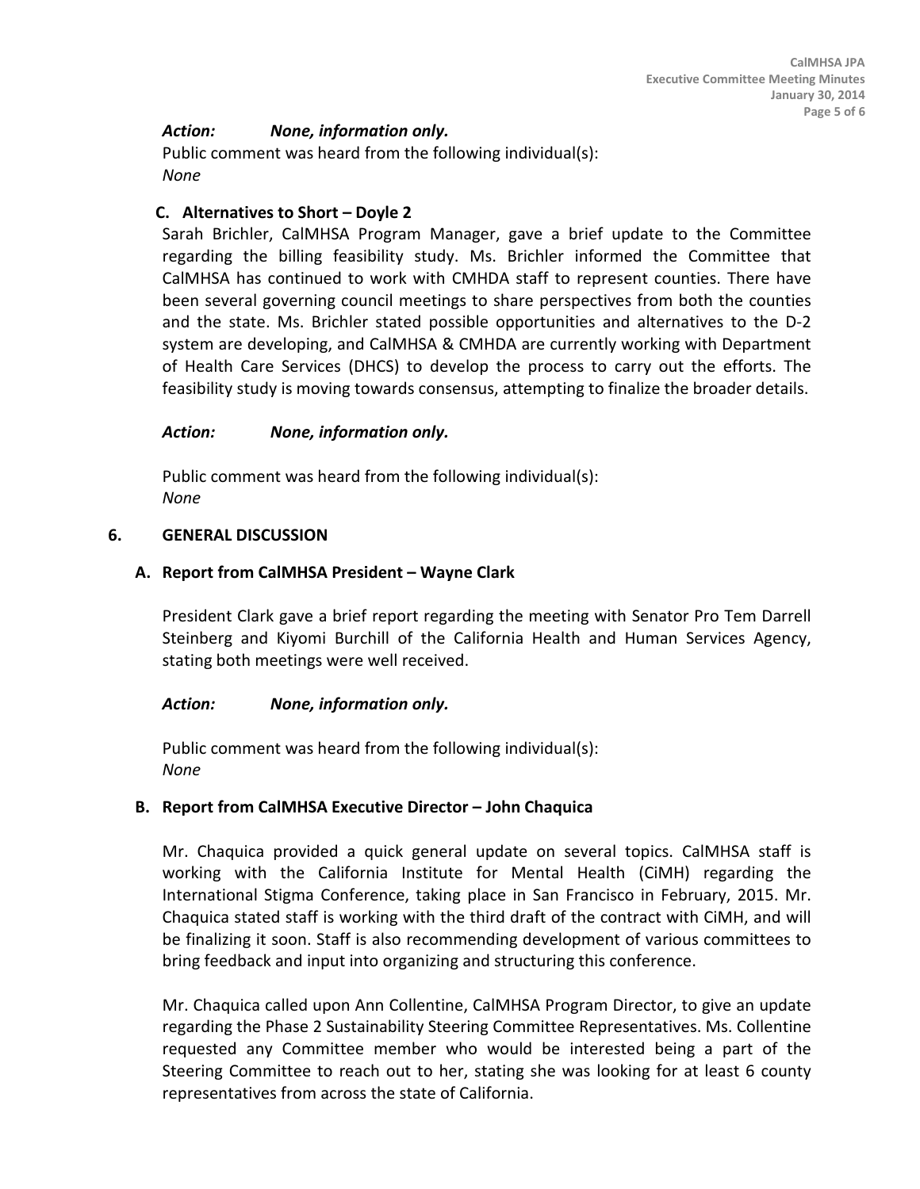*Action: None, information only.*

Public comment was heard from the following individual(s):
*None*

### C. Alternatives to Short – Doyle 2

Sarah Brichler, CalMHSA Program Manager, gave a brief update to the Committee regarding the billing feasibility study. Ms. Brichler informed the Committee that CalMHSA has continued to work with CMHDA staff to represent counties. There have been several governing council meetings to share perspectives from both the counties and the state. Ms. Brichler stated possible opportunities and alternatives to the D-2 system are developing, and CalMHSA & CMHDA are currently working with Department of Health Care Services (DHCS) to develop the process to carry out the efforts. The feasibility study is moving towards consensus, attempting to finalize the broader details.

*Action: None, information only.*

Public comment was heard from the following individual(s):
*None*

## 6. GENERAL DISCUSSION

### A. Report from CalMHSA President – Wayne Clark

President Clark gave a brief report regarding the meeting with Senator Pro Tem Darrell Steinberg and Kiyomi Burchill of the California Health and Human Services Agency, stating both meetings were well received.

*Action: None, information only.*

Public comment was heard from the following individual(s):
*None*

### B. Report from CalMHSA Executive Director – John Chaquica

Mr. Chaquica provided a quick general update on several topics. CalMHSA staff is working with the California Institute for Mental Health (CiMH) regarding the International Stigma Conference, taking place in San Francisco in February, 2015. Mr. Chaquica stated staff is working with the third draft of the contract with CiMH, and will be finalizing it soon. Staff is also recommending development of various committees to bring feedback and input into organizing and structuring this conference.

Mr. Chaquica called upon Ann Collentine, CalMHSA Program Director, to give an update regarding the Phase 2 Sustainability Steering Committee Representatives. Ms. Collentine requested any Committee member who would be interested being a part of the Steering Committee to reach out to her, stating she was looking for at least 6 county representatives from across the state of California.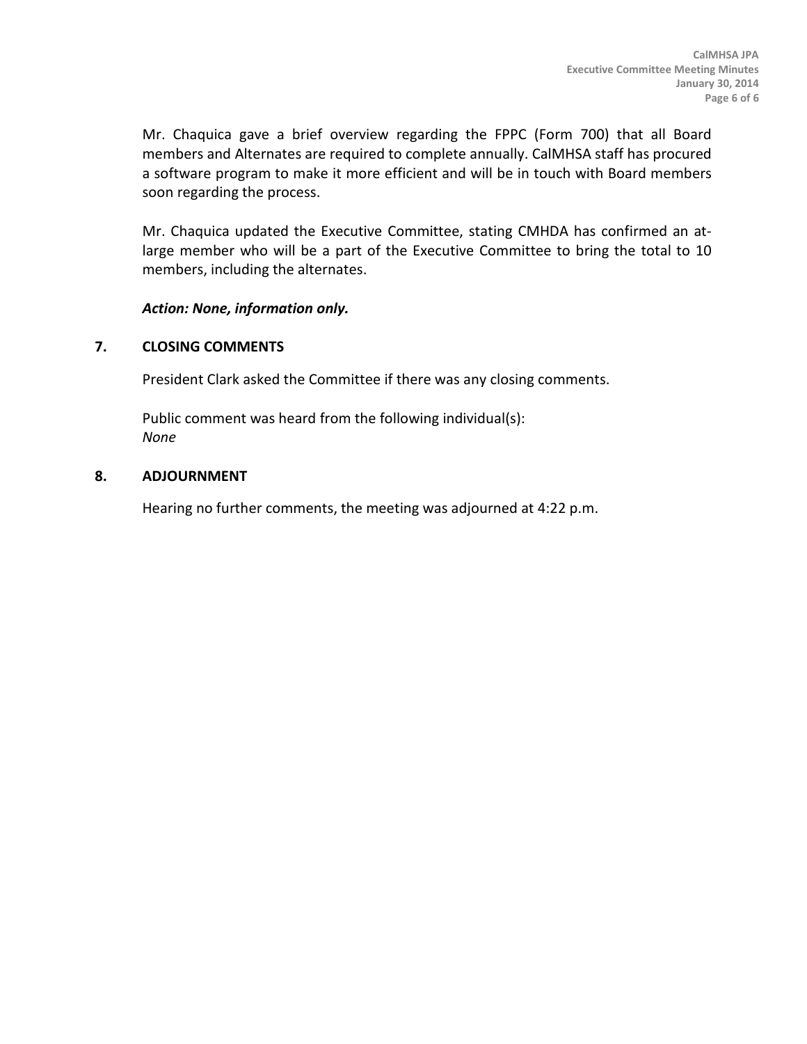Mr. Chaquica gave a brief overview regarding the FPPC (Form 700) that all Board members and Alternates are required to complete annually. CalMHSA staff has procured a software program to make it more efficient and will be in touch with Board members soon regarding the process.

Mr. Chaquica updated the Executive Committee, stating CMHDA has confirmed an at-large member who will be a part of the Executive Committee to bring the total to 10 members, including the alternates.

***Action: None, information only.***

## 7. CLOSING COMMENTS

President Clark asked the Committee if there was any closing comments.

Public comment was heard from the following individual(s):
*None*

## 8. ADJOURNMENT

Hearing no further comments, the meeting was adjourned at 4:22 p.m.